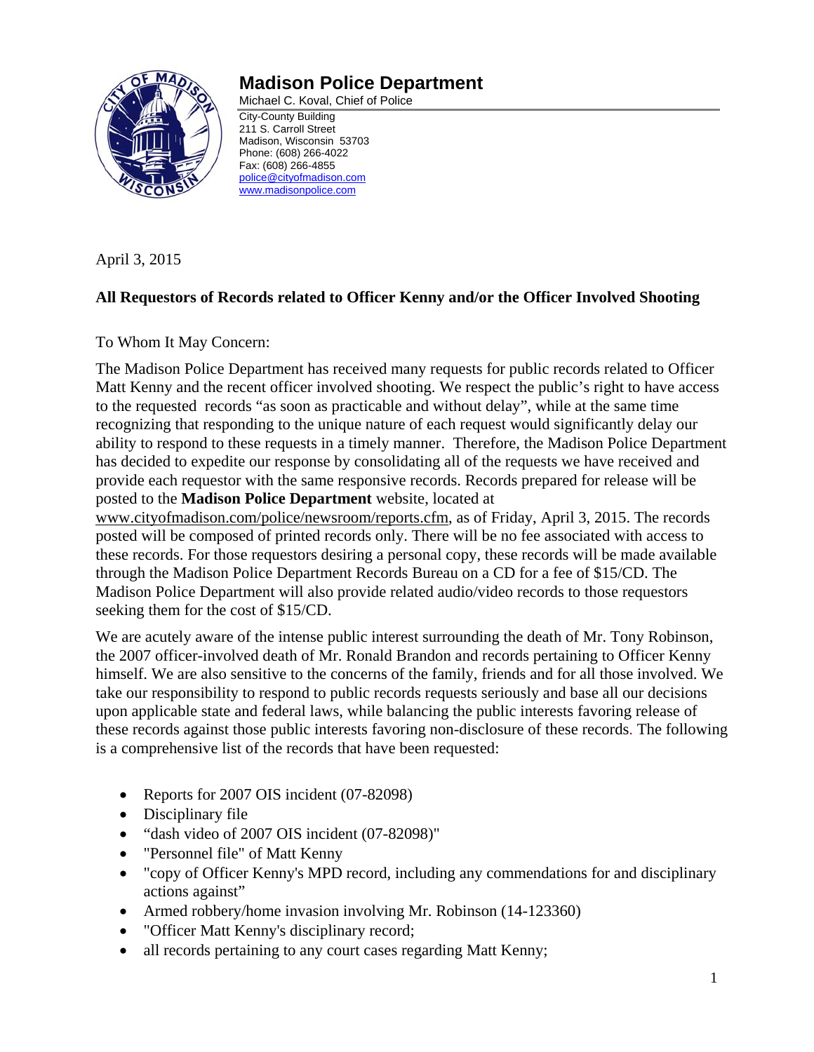# Madison Police Department

Michael C. Koval, Chief of Police

City-County Building
211 S. Carroll Street
Madison, Wisconsin 53703
Phone: (608) 266-4022
Fax: (608) 266-4855
police@cityofmadison.com
www.madisonpolice.com

April 3, 2015

**All Requestors of Records related to Officer Kenny and/or the Officer Involved Shooting**

To Whom It May Concern:

The Madison Police Department has received many requests for public records related to Officer Matt Kenny and the recent officer involved shooting. We respect the public's right to have access to the requested records "as soon as practicable and without delay", while at the same time recognizing that responding to the unique nature of each request would significantly delay our ability to respond to these requests in a timely manner. Therefore, the Madison Police Department has decided to expedite our response by consolidating all of the requests we have received and provide each requestor with the same responsive records. Records prepared for release will be posted to the **Madison Police Department** website, located at www.cityofmadison.com/police/newsroom/reports.cfm, as of Friday, April 3, 2015. The records posted will be composed of printed records only. There will be no fee associated with access to these records. For those requestors desiring a personal copy, these records will be made available through the Madison Police Department Records Bureau on a CD for a fee of $15/CD. The Madison Police Department will also provide related audio/video records to those requestors seeking them for the cost of $15/CD.

We are acutely aware of the intense public interest surrounding the death of Mr. Tony Robinson, the 2007 officer-involved death of Mr. Ronald Brandon and records pertaining to Officer Kenny himself. We are also sensitive to the concerns of the family, friends and for all those involved. We take our responsibility to respond to public records requests seriously and base all our decisions upon applicable state and federal laws, while balancing the public interests favoring release of these records against those public interests favoring non-disclosure of these records. The following is a comprehensive list of the records that have been requested:

- Reports for 2007 OIS incident (07-82098)
- Disciplinary file
- "dash video of 2007 OIS incident (07-82098)"
- "Personnel file" of Matt Kenny
- "copy of Officer Kenny's MPD record, including any commendations for and disciplinary actions against"
- Armed robbery/home invasion involving Mr. Robinson (14-123360)
- "Officer Matt Kenny's disciplinary record;
- all records pertaining to any court cases regarding Matt Kenny;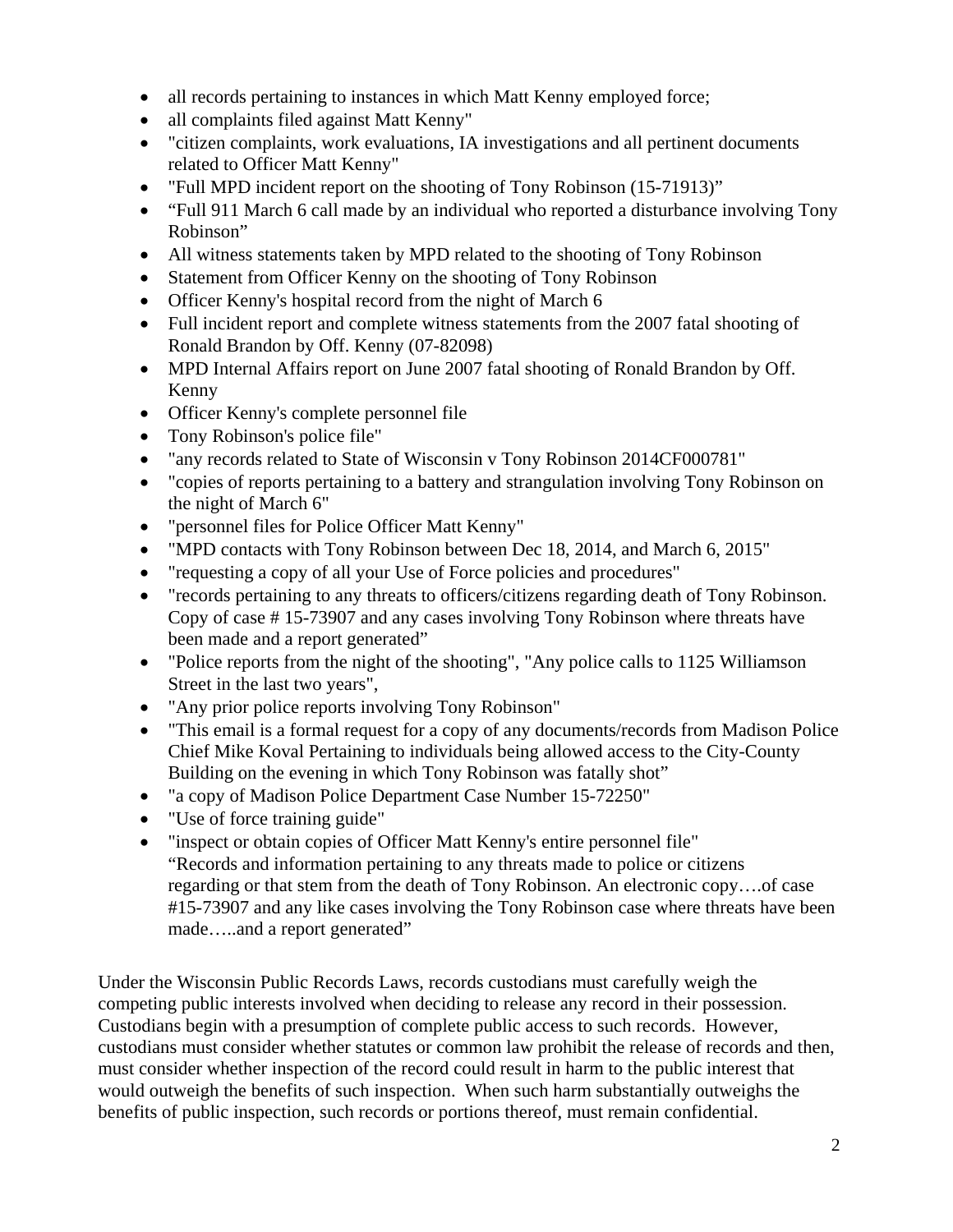- all records pertaining to instances in which Matt Kenny employed force;
- all complaints filed against Matt Kenny"
- "citizen complaints, work evaluations, IA investigations and all pertinent documents related to Officer Matt Kenny"
- "Full MPD incident report on the shooting of Tony Robinson (15-71913)"
- "Full 911 March 6 call made by an individual who reported a disturbance involving Tony Robinson"
- All witness statements taken by MPD related to the shooting of Tony Robinson
- Statement from Officer Kenny on the shooting of Tony Robinson
- Officer Kenny's hospital record from the night of March 6
- Full incident report and complete witness statements from the 2007 fatal shooting of Ronald Brandon by Off. Kenny (07-82098)
- MPD Internal Affairs report on June 2007 fatal shooting of Ronald Brandon by Off. Kenny
- Officer Kenny's complete personnel file
- Tony Robinson's police file"
- "any records related to State of Wisconsin v Tony Robinson 2014CF000781"
- "copies of reports pertaining to a battery and strangulation involving Tony Robinson on the night of March 6"
- "personnel files for Police Officer Matt Kenny"
- "MPD contacts with Tony Robinson between Dec 18, 2014, and March 6, 2015"
- "requesting a copy of all your Use of Force policies and procedures"
- "records pertaining to any threats to officers/citizens regarding death of Tony Robinson. Copy of case # 15-73907 and any cases involving Tony Robinson where threats have been made and a report generated"
- "Police reports from the night of the shooting", "Any police calls to 1125 Williamson Street in the last two years",
- "Any prior police reports involving Tony Robinson"
- "This email is a formal request for a copy of any documents/records from Madison Police Chief Mike Koval Pertaining to individuals being allowed access to the City-County Building on the evening in which Tony Robinson was fatally shot"
- "a copy of Madison Police Department Case Number 15-72250"
- "Use of force training guide"
- "inspect or obtain copies of Officer Matt Kenny's entire personnel file"
  "Records and information pertaining to any threats made to police or citizens regarding or that stem from the death of Tony Robinson. An electronic copy….of case #15-73907 and any like cases involving the Tony Robinson case where threats have been made…..and a report generated"

Under the Wisconsin Public Records Laws, records custodians must carefully weigh the competing public interests involved when deciding to release any record in their possession. Custodians begin with a presumption of complete public access to such records. However, custodians must consider whether statutes or common law prohibit the release of records and then, must consider whether inspection of the record could result in harm to the public interest that would outweigh the benefits of such inspection. When such harm substantially outweighs the benefits of public inspection, such records or portions thereof, must remain confidential.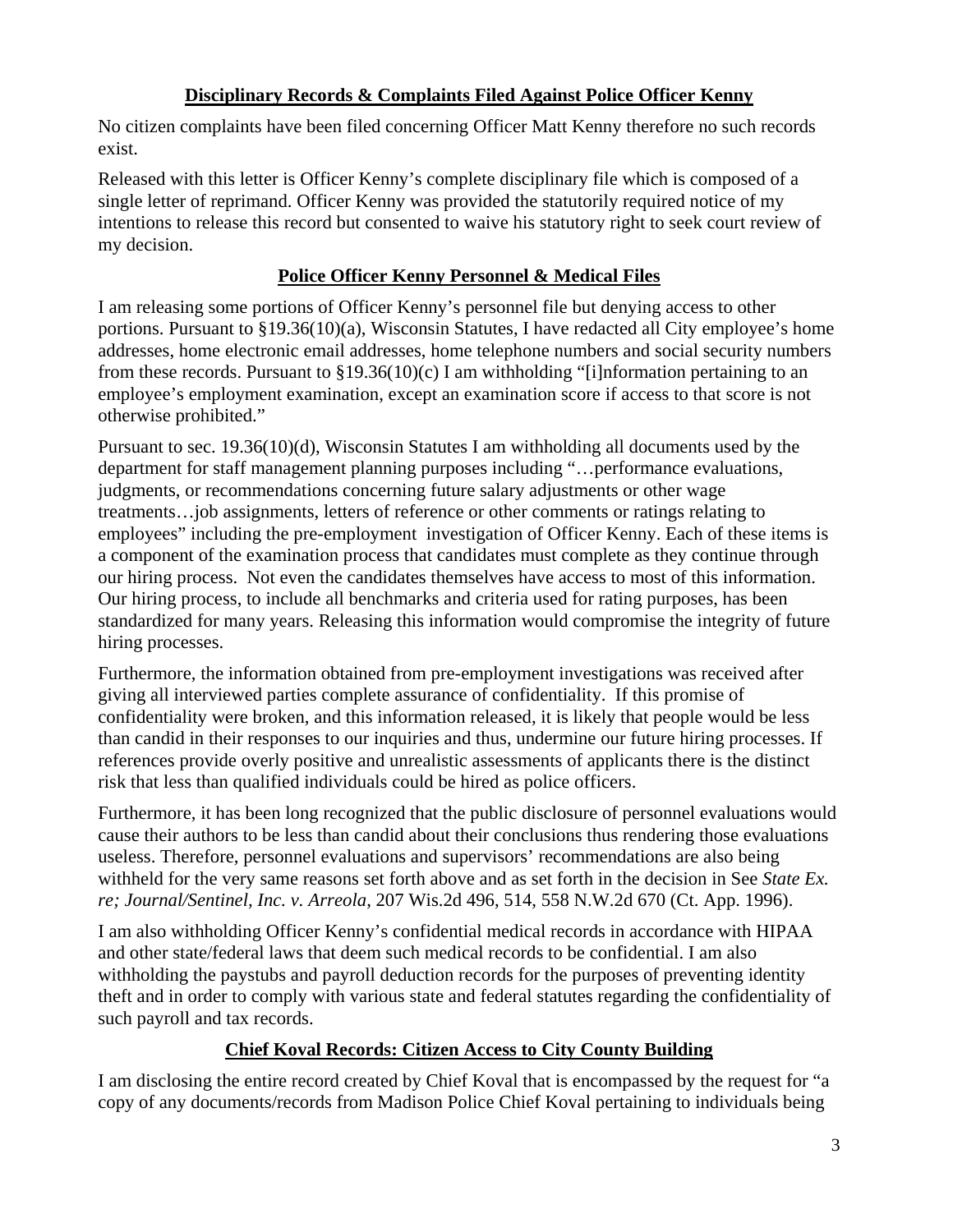**Disciplinary Records & Complaints Filed Against Police Officer Kenny**

No citizen complaints have been filed concerning Officer Matt Kenny therefore no such records exist.

Released with this letter is Officer Kenny's complete disciplinary file which is composed of a single letter of reprimand. Officer Kenny was provided the statutorily required notice of my intentions to release this record but consented to waive his statutory right to seek court review of my decision.

**Police Officer Kenny Personnel & Medical Files**

I am releasing some portions of Officer Kenny's personnel file but denying access to other portions. Pursuant to §19.36(10)(a), Wisconsin Statutes, I have redacted all City employee's home addresses, home electronic email addresses, home telephone numbers and social security numbers from these records. Pursuant to §19.36(10)(c) I am withholding "[i]nformation pertaining to an employee's employment examination, except an examination score if access to that score is not otherwise prohibited."

Pursuant to sec. 19.36(10)(d), Wisconsin Statutes I am withholding all documents used by the department for staff management planning purposes including "…performance evaluations, judgments, or recommendations concerning future salary adjustments or other wage treatments…job assignments, letters of reference or other comments or ratings relating to employees" including the pre-employment investigation of Officer Kenny. Each of these items is a component of the examination process that candidates must complete as they continue through our hiring process. Not even the candidates themselves have access to most of this information. Our hiring process, to include all benchmarks and criteria used for rating purposes, has been standardized for many years. Releasing this information would compromise the integrity of future hiring processes.

Furthermore, the information obtained from pre-employment investigations was received after giving all interviewed parties complete assurance of confidentiality. If this promise of confidentiality were broken, and this information released, it is likely that people would be less than candid in their responses to our inquiries and thus, undermine our future hiring processes. If references provide overly positive and unrealistic assessments of applicants there is the distinct risk that less than qualified individuals could be hired as police officers.

Furthermore, it has been long recognized that the public disclosure of personnel evaluations would cause their authors to be less than candid about their conclusions thus rendering those evaluations useless. Therefore, personnel evaluations and supervisors' recommendations are also being withheld for the very same reasons set forth above and as set forth in the decision in See *State Ex. re; Journal/Sentinel, Inc. v. Arreola*, 207 Wis.2d 496, 514, 558 N.W.2d 670 (Ct. App. 1996).

I am also withholding Officer Kenny's confidential medical records in accordance with HIPAA and other state/federal laws that deem such medical records to be confidential. I am also withholding the paystubs and payroll deduction records for the purposes of preventing identity theft and in order to comply with various state and federal statutes regarding the confidentiality of such payroll and tax records.

**Chief Koval Records: Citizen Access to City County Building**

I am disclosing the entire record created by Chief Koval that is encompassed by the request for "a copy of any documents/records from Madison Police Chief Koval pertaining to individuals being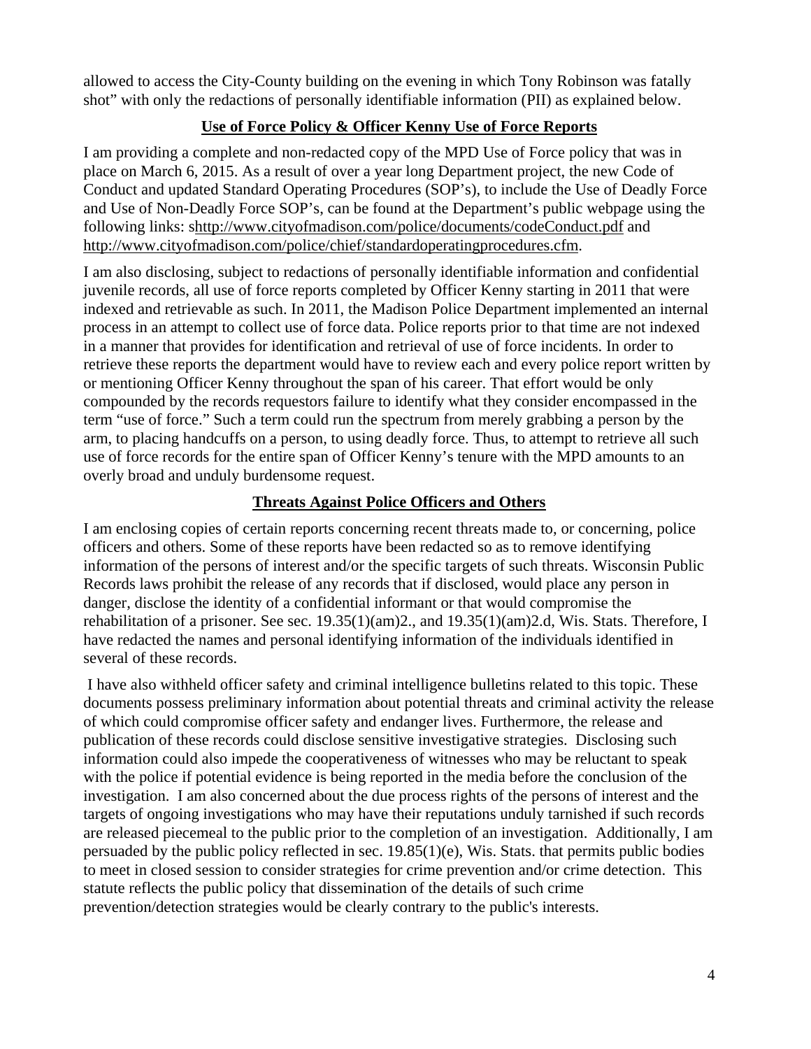allowed to access the City-County building on the evening in which Tony Robinson was fatally shot" with only the redactions of personally identifiable information (PII) as explained below.

## Use of Force Policy & Officer Kenny Use of Force Reports

I am providing a complete and non-redacted copy of the MPD Use of Force policy that was in place on March 6, 2015. As a result of over a year long Department project, the new Code of Conduct and updated Standard Operating Procedures (SOP's), to include the Use of Deadly Force and Use of Non-Deadly Force SOP's, can be found at the Department's public webpage using the following links: shttp://www.cityofmadison.com/police/documents/codeConduct.pdf and http://www.cityofmadison.com/police/chief/standardoperatingprocedures.cfm.

I am also disclosing, subject to redactions of personally identifiable information and confidential juvenile records, all use of force reports completed by Officer Kenny starting in 2011 that were indexed and retrievable as such. In 2011, the Madison Police Department implemented an internal process in an attempt to collect use of force data. Police reports prior to that time are not indexed in a manner that provides for identification and retrieval of use of force incidents. In order to retrieve these reports the department would have to review each and every police report written by or mentioning Officer Kenny throughout the span of his career. That effort would be only compounded by the records requestors failure to identify what they consider encompassed in the term "use of force." Such a term could run the spectrum from merely grabbing a person by the arm, to placing handcuffs on a person, to using deadly force. Thus, to attempt to retrieve all such use of force records for the entire span of Officer Kenny's tenure with the MPD amounts to an overly broad and unduly burdensome request.

## Threats Against Police Officers and Others

I am enclosing copies of certain reports concerning recent threats made to, or concerning, police officers and others. Some of these reports have been redacted so as to remove identifying information of the persons of interest and/or the specific targets of such threats. Wisconsin Public Records laws prohibit the release of any records that if disclosed, would place any person in danger, disclose the identity of a confidential informant or that would compromise the rehabilitation of a prisoner. See sec. 19.35(1)(am)2., and 19.35(1)(am)2.d, Wis. Stats. Therefore, I have redacted the names and personal identifying information of the individuals identified in several of these records.

I have also withheld officer safety and criminal intelligence bulletins related to this topic. These documents possess preliminary information about potential threats and criminal activity the release of which could compromise officer safety and endanger lives. Furthermore, the release and publication of these records could disclose sensitive investigative strategies. Disclosing such information could also impede the cooperativeness of witnesses who may be reluctant to speak with the police if potential evidence is being reported in the media before the conclusion of the investigation. I am also concerned about the due process rights of the persons of interest and the targets of ongoing investigations who may have their reputations unduly tarnished if such records are released piecemeal to the public prior to the completion of an investigation. Additionally, I am persuaded by the public policy reflected in sec. 19.85(1)(e), Wis. Stats. that permits public bodies to meet in closed session to consider strategies for crime prevention and/or crime detection. This statute reflects the public policy that dissemination of the details of such crime prevention/detection strategies would be clearly contrary to the public's interests.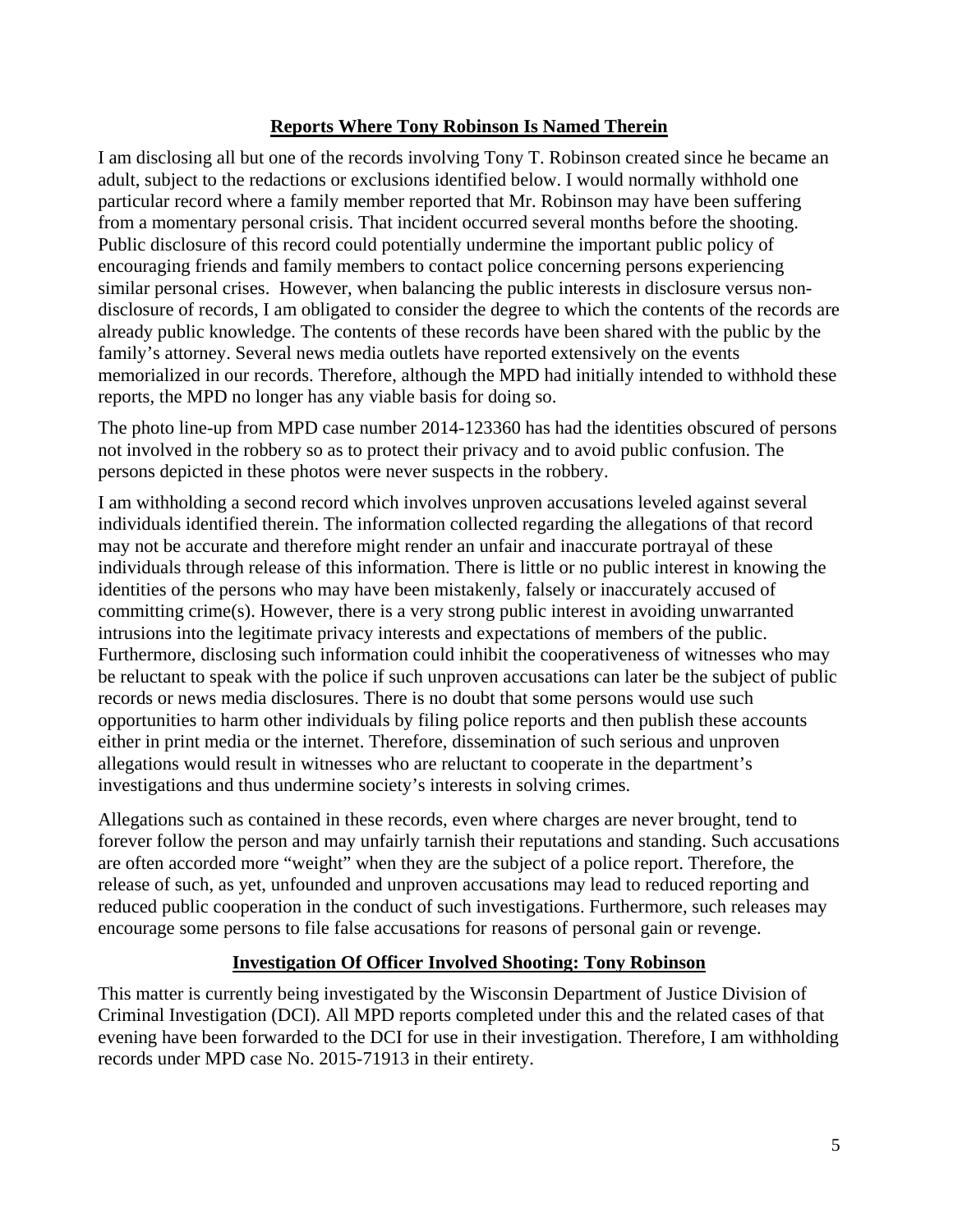## **Reports Where Tony Robinson Is Named Therein**

I am disclosing all but one of the records involving Tony T. Robinson created since he became an adult, subject to the redactions or exclusions identified below. I would normally withhold one particular record where a family member reported that Mr. Robinson may have been suffering from a momentary personal crisis. That incident occurred several months before the shooting. Public disclosure of this record could potentially undermine the important public policy of encouraging friends and family members to contact police concerning persons experiencing similar personal crises. However, when balancing the public interests in disclosure versus non-disclosure of records, I am obligated to consider the degree to which the contents of the records are already public knowledge. The contents of these records have been shared with the public by the family's attorney. Several news media outlets have reported extensively on the events memorialized in our records. Therefore, although the MPD had initially intended to withhold these reports, the MPD no longer has any viable basis for doing so.

The photo line-up from MPD case number 2014-123360 has had the identities obscured of persons not involved in the robbery so as to protect their privacy and to avoid public confusion. The persons depicted in these photos were never suspects in the robbery.

I am withholding a second record which involves unproven accusations leveled against several individuals identified therein. The information collected regarding the allegations of that record may not be accurate and therefore might render an unfair and inaccurate portrayal of these individuals through release of this information. There is little or no public interest in knowing the identities of the persons who may have been mistakenly, falsely or inaccurately accused of committing crime(s). However, there is a very strong public interest in avoiding unwarranted intrusions into the legitimate privacy interests and expectations of members of the public. Furthermore, disclosing such information could inhibit the cooperativeness of witnesses who may be reluctant to speak with the police if such unproven accusations can later be the subject of public records or news media disclosures. There is no doubt that some persons would use such opportunities to harm other individuals by filing police reports and then publish these accounts either in print media or the internet. Therefore, dissemination of such serious and unproven allegations would result in witnesses who are reluctant to cooperate in the department's investigations and thus undermine society's interests in solving crimes.

Allegations such as contained in these records, even where charges are never brought, tend to forever follow the person and may unfairly tarnish their reputations and standing. Such accusations are often accorded more "weight" when they are the subject of a police report. Therefore, the release of such, as yet, unfounded and unproven accusations may lead to reduced reporting and reduced public cooperation in the conduct of such investigations. Furthermore, such releases may encourage some persons to file false accusations for reasons of personal gain or revenge.

## **Investigation Of Officer Involved Shooting: Tony Robinson**

This matter is currently being investigated by the Wisconsin Department of Justice Division of Criminal Investigation (DCI). All MPD reports completed under this and the related cases of that evening have been forwarded to the DCI for use in their investigation. Therefore, I am withholding records under MPD case No. 2015-71913 in their entirety.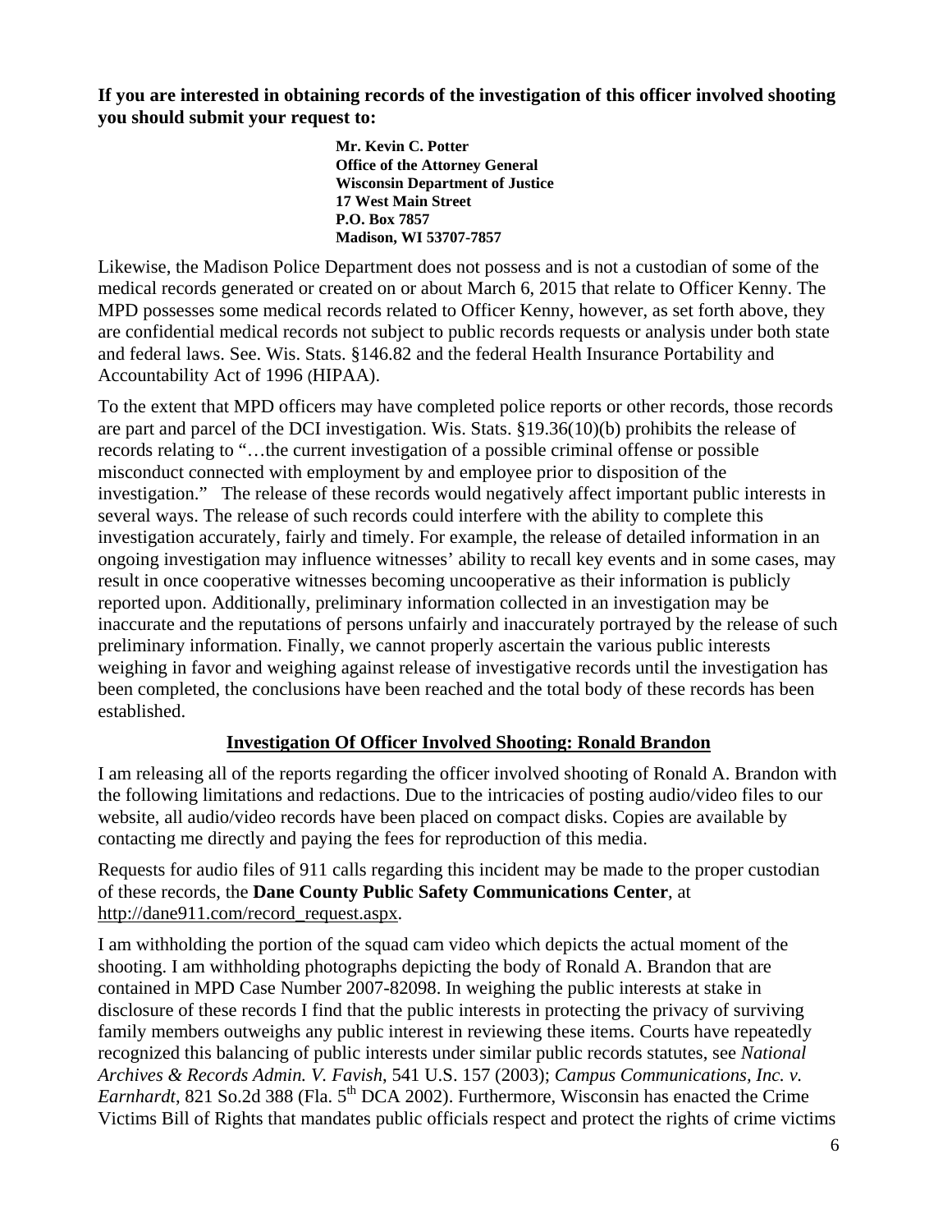**If you are interested in obtaining records of the investigation of this officer involved shooting you should submit your request to:**

> **Mr. Kevin C. Potter**
> **Office of the Attorney General**
> **Wisconsin Department of Justice**
> **17 West Main Street**
> **P.O. Box 7857**
> **Madison, WI 53707-7857**

Likewise, the Madison Police Department does not possess and is not a custodian of some of the medical records generated or created on or about March 6, 2015 that relate to Officer Kenny. The MPD possesses some medical records related to Officer Kenny, however, as set forth above, they are confidential medical records not subject to public records requests or analysis under both state and federal laws. See. Wis. Stats. §146.82 and the federal Health Insurance Portability and Accountability Act of 1996 (HIPAA).

To the extent that MPD officers may have completed police reports or other records, those records are part and parcel of the DCI investigation. Wis. Stats. §19.36(10)(b) prohibits the release of records relating to "…the current investigation of a possible criminal offense or possible misconduct connected with employment by and employee prior to disposition of the investigation." The release of these records would negatively affect important public interests in several ways. The release of such records could interfere with the ability to complete this investigation accurately, fairly and timely. For example, the release of detailed information in an ongoing investigation may influence witnesses' ability to recall key events and in some cases, may result in once cooperative witnesses becoming uncooperative as their information is publicly reported upon. Additionally, preliminary information collected in an investigation may be inaccurate and the reputations of persons unfairly and inaccurately portrayed by the release of such preliminary information. Finally, we cannot properly ascertain the various public interests weighing in favor and weighing against release of investigative records until the investigation has been completed, the conclusions have been reached and the total body of these records has been established.

## Investigation Of Officer Involved Shooting: Ronald Brandon

I am releasing all of the reports regarding the officer involved shooting of Ronald A. Brandon with the following limitations and redactions. Due to the intricacies of posting audio/video files to our website, all audio/video records have been placed on compact disks. Copies are available by contacting me directly and paying the fees for reproduction of this media.

Requests for audio files of 911 calls regarding this incident may be made to the proper custodian of these records, the **Dane County Public Safety Communications Center**, at http://dane911.com/record_request.aspx.

I am withholding the portion of the squad cam video which depicts the actual moment of the shooting. I am withholding photographs depicting the body of Ronald A. Brandon that are contained in MPD Case Number 2007-82098. In weighing the public interests at stake in disclosure of these records I find that the public interests in protecting the privacy of surviving family members outweighs any public interest in reviewing these items. Courts have repeatedly recognized this balancing of public interests under similar public records statutes, see *National Archives & Records Admin. V. Favish*, 541 U.S. 157 (2003); *Campus Communications, Inc. v. Earnhardt*, 821 So.2d 388 (Fla. 5th DCA 2002). Furthermore, Wisconsin has enacted the Crime Victims Bill of Rights that mandates public officials respect and protect the rights of crime victims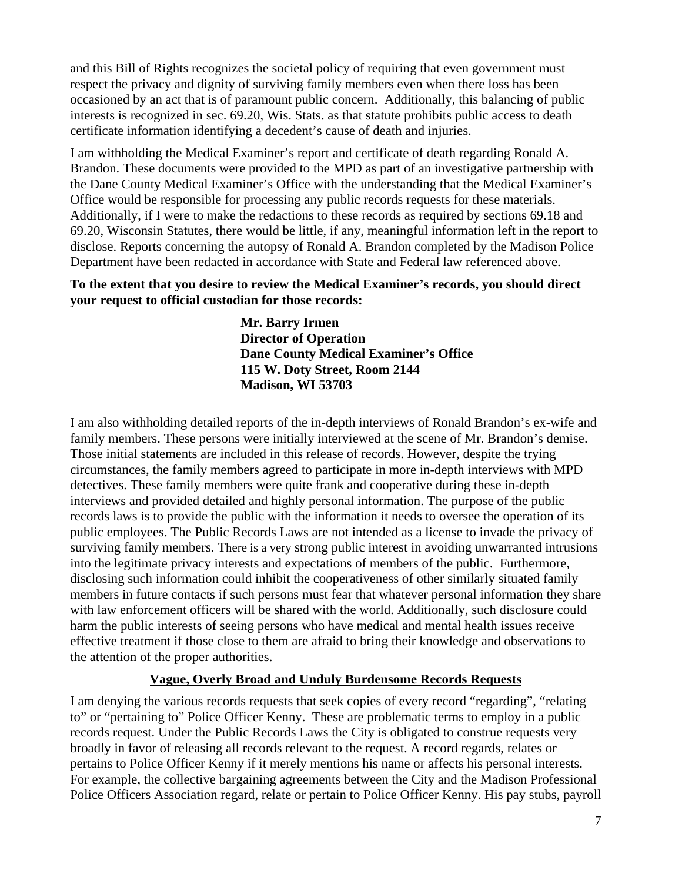and this Bill of Rights recognizes the societal policy of requiring that even government must respect the privacy and dignity of surviving family members even when there loss has been occasioned by an act that is of paramount public concern. Additionally, this balancing of public interests is recognized in sec. 69.20, Wis. Stats. as that statute prohibits public access to death certificate information identifying a decedent's cause of death and injuries.

I am withholding the Medical Examiner's report and certificate of death regarding Ronald A. Brandon. These documents were provided to the MPD as part of an investigative partnership with the Dane County Medical Examiner's Office with the understanding that the Medical Examiner's Office would be responsible for processing any public records requests for these materials. Additionally, if I were to make the redactions to these records as required by sections 69.18 and 69.20, Wisconsin Statutes, there would be little, if any, meaningful information left in the report to disclose. Reports concerning the autopsy of Ronald A. Brandon completed by the Madison Police Department have been redacted in accordance with State and Federal law referenced above.

**To the extent that you desire to review the Medical Examiner's records, you should direct your request to official custodian for those records:**

> **Mr. Barry Irmen**
> **Director of Operation**
> **Dane County Medical Examiner's Office**
> **115 W. Doty Street, Room 2144**
> **Madison, WI 53703**

I am also withholding detailed reports of the in-depth interviews of Ronald Brandon's ex-wife and family members. These persons were initially interviewed at the scene of Mr. Brandon's demise. Those initial statements are included in this release of records. However, despite the trying circumstances, the family members agreed to participate in more in-depth interviews with MPD detectives. These family members were quite frank and cooperative during these in-depth interviews and provided detailed and highly personal information. The purpose of the public records laws is to provide the public with the information it needs to oversee the operation of its public employees. The Public Records Laws are not intended as a license to invade the privacy of surviving family members. There is a very strong public interest in avoiding unwarranted intrusions into the legitimate privacy interests and expectations of members of the public. Furthermore, disclosing such information could inhibit the cooperativeness of other similarly situated family members in future contacts if such persons must fear that whatever personal information they share with law enforcement officers will be shared with the world. Additionally, such disclosure could harm the public interests of seeing persons who have medical and mental health issues receive effective treatment if those close to them are afraid to bring their knowledge and observations to the attention of the proper authorities.

**<u>Vague, Overly Broad and Unduly Burdensome Records Requests</u>**

I am denying the various records requests that seek copies of every record "regarding", "relating to" or "pertaining to" Police Officer Kenny. These are problematic terms to employ in a public records request. Under the Public Records Laws the City is obligated to construe requests very broadly in favor of releasing all records relevant to the request. A record regards, relates or pertains to Police Officer Kenny if it merely mentions his name or affects his personal interests. For example, the collective bargaining agreements between the City and the Madison Professional Police Officers Association regard, relate or pertain to Police Officer Kenny. His pay stubs, payroll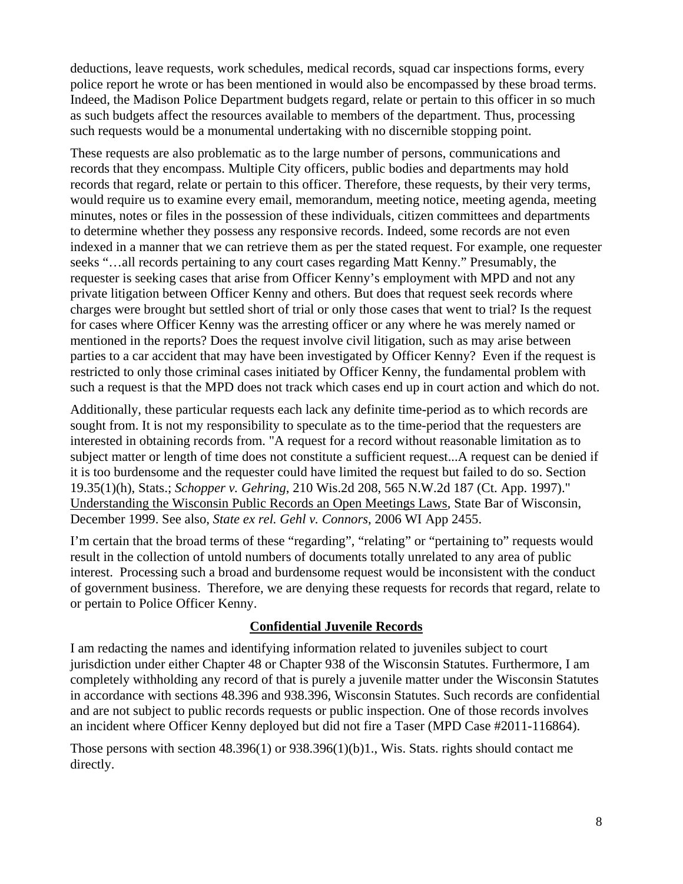deductions, leave requests, work schedules, medical records, squad car inspections forms, every police report he wrote or has been mentioned in would also be encompassed by these broad terms. Indeed, the Madison Police Department budgets regard, relate or pertain to this officer in so much as such budgets affect the resources available to members of the department. Thus, processing such requests would be a monumental undertaking with no discernible stopping point.

These requests are also problematic as to the large number of persons, communications and records that they encompass. Multiple City officers, public bodies and departments may hold records that regard, relate or pertain to this officer. Therefore, these requests, by their very terms, would require us to examine every email, memorandum, meeting notice, meeting agenda, meeting minutes, notes or files in the possession of these individuals, citizen committees and departments to determine whether they possess any responsive records. Indeed, some records are not even indexed in a manner that we can retrieve them as per the stated request. For example, one requester seeks "…all records pertaining to any court cases regarding Matt Kenny." Presumably, the requester is seeking cases that arise from Officer Kenny's employment with MPD and not any private litigation between Officer Kenny and others. But does that request seek records where charges were brought but settled short of trial or only those cases that went to trial? Is the request for cases where Officer Kenny was the arresting officer or any where he was merely named or mentioned in the reports? Does the request involve civil litigation, such as may arise between parties to a car accident that may have been investigated by Officer Kenny? Even if the request is restricted to only those criminal cases initiated by Officer Kenny, the fundamental problem with such a request is that the MPD does not track which cases end up in court action and which do not.

Additionally, these particular requests each lack any definite time-period as to which records are sought from. It is not my responsibility to speculate as to the time-period that the requesters are interested in obtaining records from. "A request for a record without reasonable limitation as to subject matter or length of time does not constitute a sufficient request...A request can be denied if it is too burdensome and the requester could have limited the request but failed to do so. Section 19.35(1)(h), Stats.; *Schopper v. Gehring*, 210 Wis.2d 208, 565 N.W.2d 187 (Ct. App. 1997)." Understanding the Wisconsin Public Records an Open Meetings Laws, State Bar of Wisconsin, December 1999. See also, *State ex rel. Gehl v. Connors*, 2006 WI App 2455.

I'm certain that the broad terms of these "regarding", "relating" or "pertaining to" requests would result in the collection of untold numbers of documents totally unrelated to any area of public interest. Processing such a broad and burdensome request would be inconsistent with the conduct of government business. Therefore, we are denying these requests for records that regard, relate to or pertain to Police Officer Kenny.

## Confidential Juvenile Records

I am redacting the names and identifying information related to juveniles subject to court jurisdiction under either Chapter 48 or Chapter 938 of the Wisconsin Statutes. Furthermore, I am completely withholding any record of that is purely a juvenile matter under the Wisconsin Statutes in accordance with sections 48.396 and 938.396, Wisconsin Statutes. Such records are confidential and are not subject to public records requests or public inspection. One of those records involves an incident where Officer Kenny deployed but did not fire a Taser (MPD Case #2011-116864).

Those persons with section 48.396(1) or 938.396(1)(b)1., Wis. Stats. rights should contact me directly.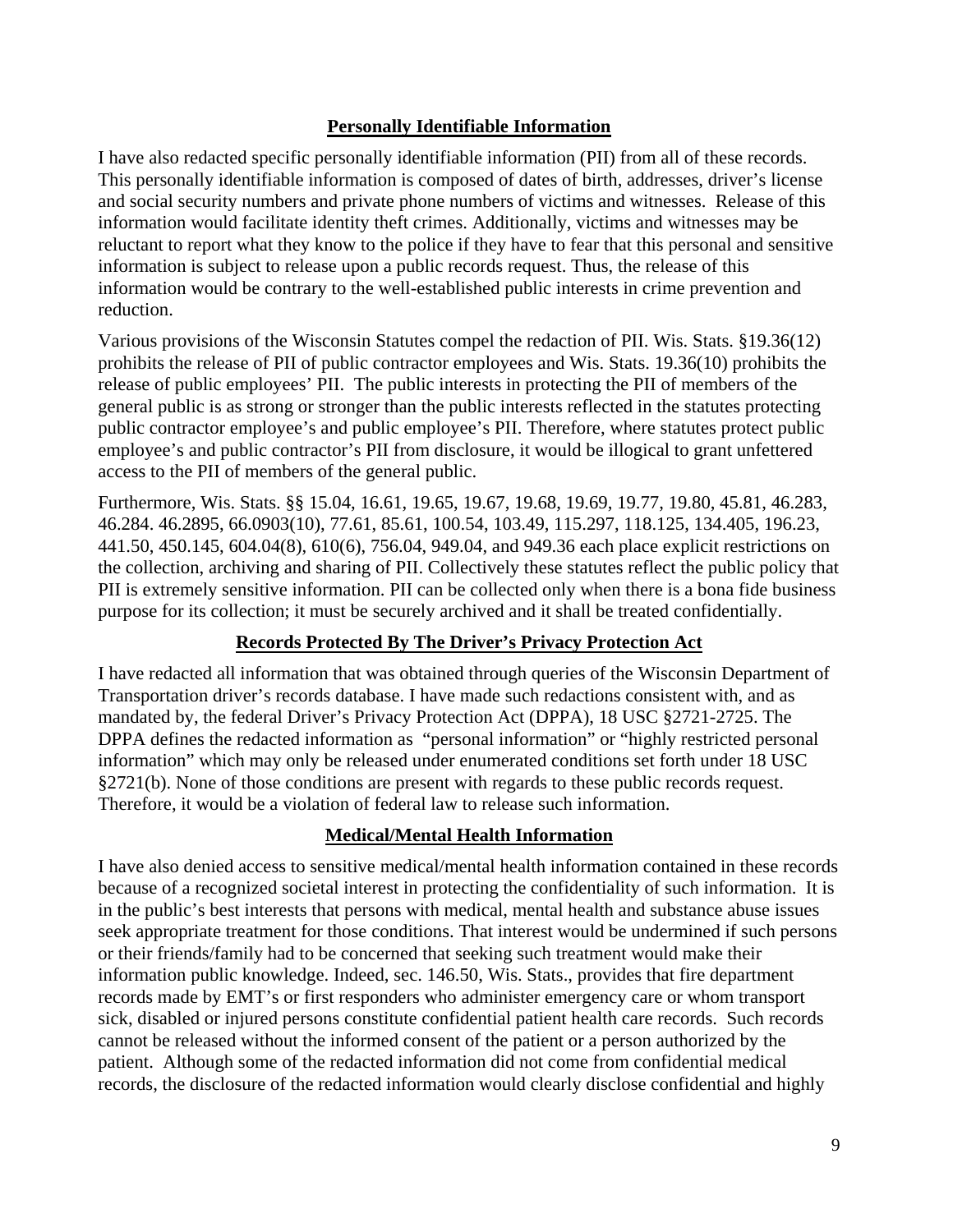## Personally Identifiable Information

I have also redacted specific personally identifiable information (PII) from all of these records. This personally identifiable information is composed of dates of birth, addresses, driver's license and social security numbers and private phone numbers of victims and witnesses. Release of this information would facilitate identity theft crimes. Additionally, victims and witnesses may be reluctant to report what they know to the police if they have to fear that this personal and sensitive information is subject to release upon a public records request. Thus, the release of this information would be contrary to the well-established public interests in crime prevention and reduction.

Various provisions of the Wisconsin Statutes compel the redaction of PII. Wis. Stats. §19.36(12) prohibits the release of PII of public contractor employees and Wis. Stats. 19.36(10) prohibits the release of public employees' PII. The public interests in protecting the PII of members of the general public is as strong or stronger than the public interests reflected in the statutes protecting public contractor employee's and public employee's PII. Therefore, where statutes protect public employee's and public contractor's PII from disclosure, it would be illogical to grant unfettered access to the PII of members of the general public.

Furthermore, Wis. Stats. §§ 15.04, 16.61, 19.65, 19.67, 19.68, 19.69, 19.77, 19.80, 45.81, 46.283, 46.284. 46.2895, 66.0903(10), 77.61, 85.61, 100.54, 103.49, 115.297, 118.125, 134.405, 196.23, 441.50, 450.145, 604.04(8), 610(6), 756.04, 949.04, and 949.36 each place explicit restrictions on the collection, archiving and sharing of PII. Collectively these statutes reflect the public policy that PII is extremely sensitive information. PII can be collected only when there is a bona fide business purpose for its collection; it must be securely archived and it shall be treated confidentially.

## Records Protected By The Driver's Privacy Protection Act

I have redacted all information that was obtained through queries of the Wisconsin Department of Transportation driver's records database. I have made such redactions consistent with, and as mandated by, the federal Driver's Privacy Protection Act (DPPA), 18 USC §2721-2725. The DPPA defines the redacted information as "personal information" or "highly restricted personal information" which may only be released under enumerated conditions set forth under 18 USC §2721(b). None of those conditions are present with regards to these public records request. Therefore, it would be a violation of federal law to release such information.

## Medical/Mental Health Information

I have also denied access to sensitive medical/mental health information contained in these records because of a recognized societal interest in protecting the confidentiality of such information. It is in the public's best interests that persons with medical, mental health and substance abuse issues seek appropriate treatment for those conditions. That interest would be undermined if such persons or their friends/family had to be concerned that seeking such treatment would make their information public knowledge. Indeed, sec. 146.50, Wis. Stats., provides that fire department records made by EMT's or first responders who administer emergency care or whom transport sick, disabled or injured persons constitute confidential patient health care records. Such records cannot be released without the informed consent of the patient or a person authorized by the patient. Although some of the redacted information did not come from confidential medical records, the disclosure of the redacted information would clearly disclose confidential and highly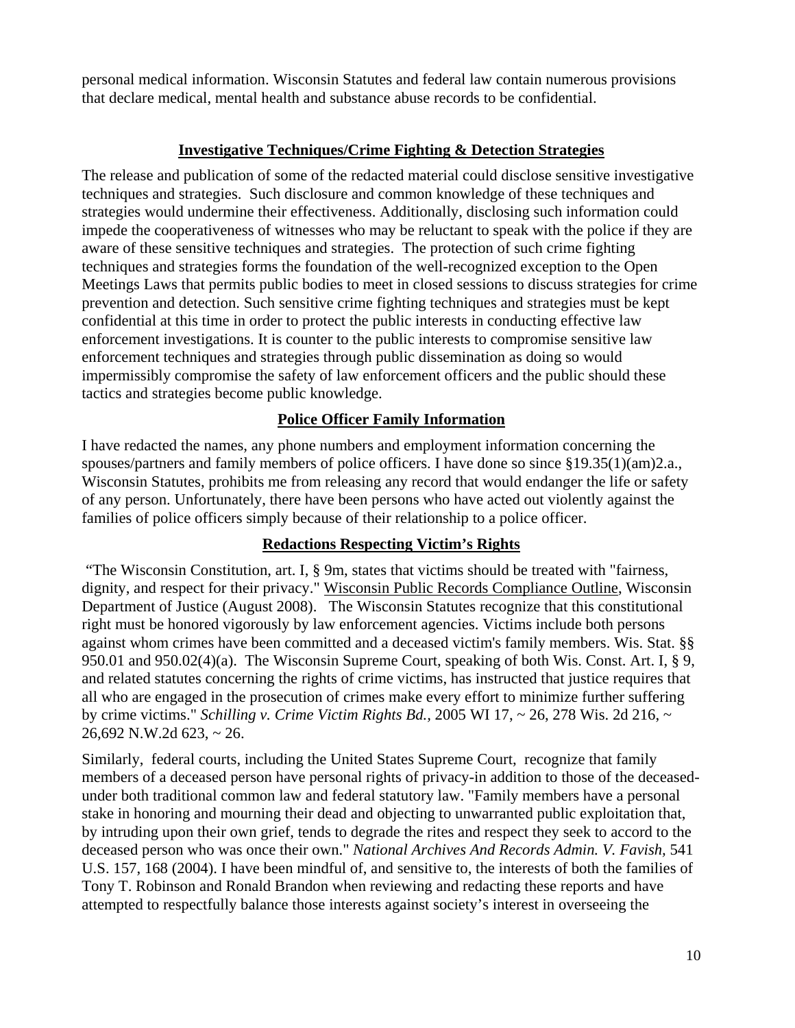personal medical information. Wisconsin Statutes and federal law contain numerous provisions that declare medical, mental health and substance abuse records to be confidential.

## Investigative Techniques/Crime Fighting & Detection Strategies

The release and publication of some of the redacted material could disclose sensitive investigative techniques and strategies. Such disclosure and common knowledge of these techniques and strategies would undermine their effectiveness. Additionally, disclosing such information could impede the cooperativeness of witnesses who may be reluctant to speak with the police if they are aware of these sensitive techniques and strategies. The protection of such crime fighting techniques and strategies forms the foundation of the well-recognized exception to the Open Meetings Laws that permits public bodies to meet in closed sessions to discuss strategies for crime prevention and detection. Such sensitive crime fighting techniques and strategies must be kept confidential at this time in order to protect the public interests in conducting effective law enforcement investigations. It is counter to the public interests to compromise sensitive law enforcement techniques and strategies through public dissemination as doing so would impermissibly compromise the safety of law enforcement officers and the public should these tactics and strategies become public knowledge.

## Police Officer Family Information

I have redacted the names, any phone numbers and employment information concerning the spouses/partners and family members of police officers. I have done so since §19.35(1)(am)2.a., Wisconsin Statutes, prohibits me from releasing any record that would endanger the life or safety of any person. Unfortunately, there have been persons who have acted out violently against the families of police officers simply because of their relationship to a police officer.

## Redactions Respecting Victim's Rights

"The Wisconsin Constitution, art. I, § 9m, states that victims should be treated with "fairness, dignity, and respect for their privacy." Wisconsin Public Records Compliance Outline, Wisconsin Department of Justice (August 2008). The Wisconsin Statutes recognize that this constitutional right must be honored vigorously by law enforcement agencies. Victims include both persons against whom crimes have been committed and a deceased victim's family members. Wis. Stat. §§ 950.01 and 950.02(4)(a). The Wisconsin Supreme Court, speaking of both Wis. Const. Art. I, § 9, and related statutes concerning the rights of crime victims, has instructed that justice requires that all who are engaged in the prosecution of crimes make every effort to minimize further suffering by crime victims." *Schilling v. Crime Victim Rights Bd.,* 2005 WI 17, ~ 26, 278 Wis. 2d 216, ~ 26,692 N.W.2d 623, ~ 26.

Similarly, federal courts, including the United States Supreme Court, recognize that family members of a deceased person have personal rights of privacy-in addition to those of the deceased-under both traditional common law and federal statutory law. "Family members have a personal stake in honoring and mourning their dead and objecting to unwarranted public exploitation that, by intruding upon their own grief, tends to degrade the rites and respect they seek to accord to the deceased person who was once their own." *National Archives And Records Admin. V. Favish,* 541 U.S. 157, 168 (2004). I have been mindful of, and sensitive to, the interests of both the families of Tony T. Robinson and Ronald Brandon when reviewing and redacting these reports and have attempted to respectfully balance those interests against society's interest in overseeing the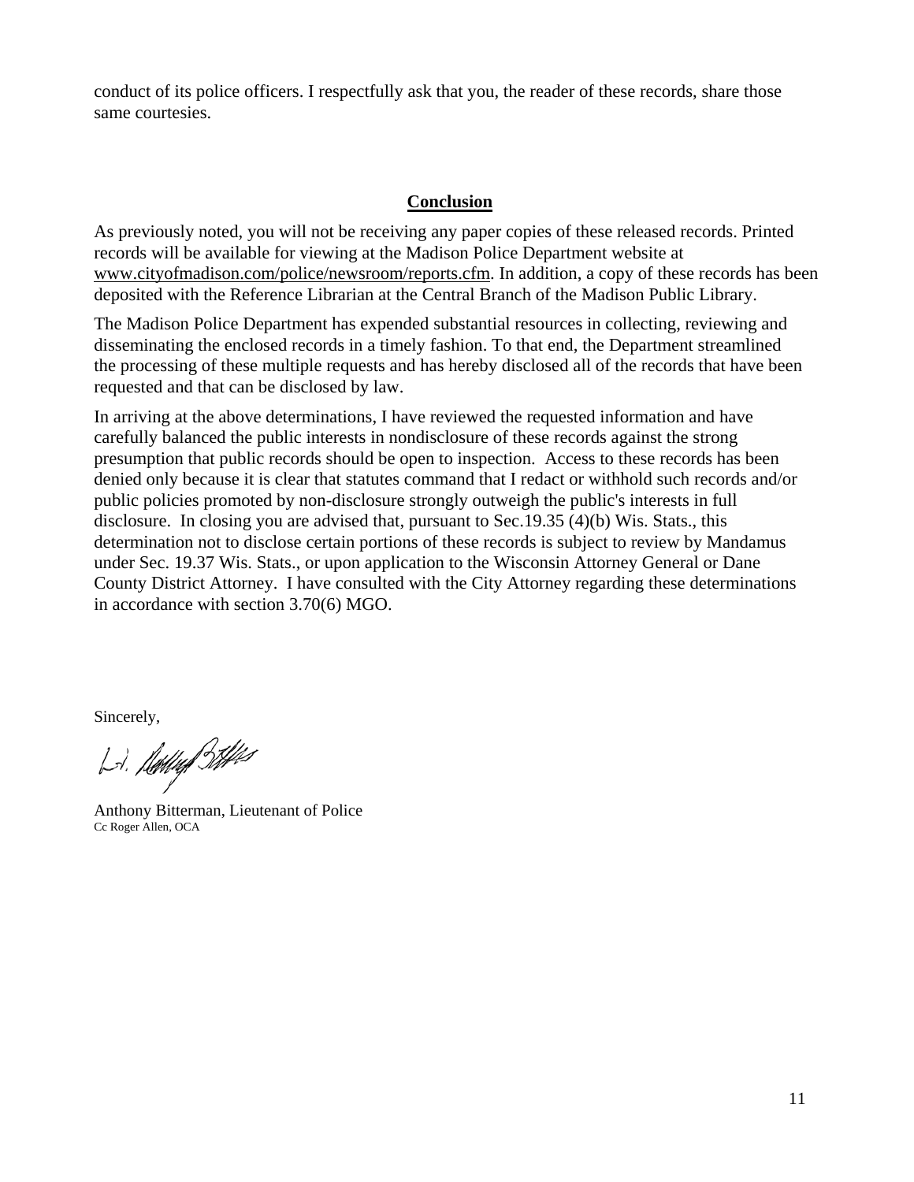conduct of its police officers. I respectfully ask that you, the reader of these records, share those same courtesies.

## Conclusion

As previously noted, you will not be receiving any paper copies of these released records. Printed records will be available for viewing at the Madison Police Department website at www.cityofmadison.com/police/newsroom/reports.cfm. In addition, a copy of these records has been deposited with the Reference Librarian at the Central Branch of the Madison Public Library.

The Madison Police Department has expended substantial resources in collecting, reviewing and disseminating the enclosed records in a timely fashion. To that end, the Department streamlined the processing of these multiple requests and has hereby disclosed all of the records that have been requested and that can be disclosed by law.

In arriving at the above determinations, I have reviewed the requested information and have carefully balanced the public interests in nondisclosure of these records against the strong presumption that public records should be open to inspection. Access to these records has been denied only because it is clear that statutes command that I redact or withhold such records and/or public policies promoted by non-disclosure strongly outweigh the public's interests in full disclosure. In closing you are advised that, pursuant to Sec.19.35 (4)(b) Wis. Stats., this determination not to disclose certain portions of these records is subject to review by Mandamus under Sec. 19.37 Wis. Stats., or upon application to the Wisconsin Attorney General or Dane County District Attorney. I have consulted with the City Attorney regarding these determinations in accordance with section 3.70(6) MGO.

Sincerely,

Anthony Bitterman, Lieutenant of Police
Cc Roger Allen, OCA